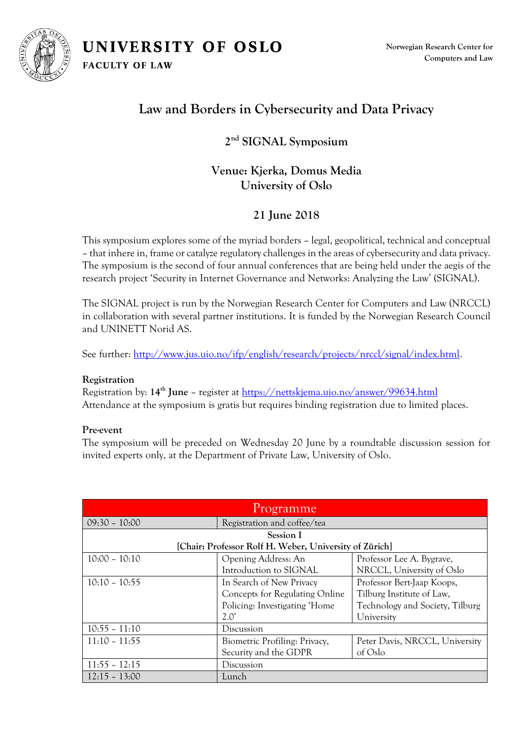**UNIVERSITY OF OSLO**

**FACULTY OF LAW**

**Norwegian Research Center for Computers and Law**

# Law and Borders in Cybersecurity and Data Privacy

## 2nd SIGNAL Symposium

## Venue: Kjerka, Domus Media
## University of Oslo

## 21 June 2018

This symposium explores some of the myriad borders – legal, geopolitical, technical and conceptual – that inhere in, frame or catalyze regulatory challenges in the areas of cybersecurity and data privacy. The symposium is the second of four annual conferences that are being held under the aegis of the research project 'Security in Internet Governance and Networks: Analyzing the Law' (SIGNAL).

The SIGNAL project is run by the Norwegian Research Center for Computers and Law (NRCCL) in collaboration with several partner institutions. It is funded by the Norwegian Research Council and UNINETT Norid AS.

See further: http://www.jus.uio.no/ifp/english/research/projects/nrccl/signal/index.html.

**Registration**

Registration by: **14th June** – register at https://nettskjema.uio.no/answer/99634.html
Attendance at the symposium is gratis but requires binding registration due to limited places.

**Pre-event**

The symposium will be preceded on Wednesday 20 June by a roundtable discussion session for invited experts only, at the Department of Private Law, University of Oslo.

| Programme | | |
|---|---|---|
| 09:30 – 10:00 | Registration and coffee/tea | |
| **Session I** **[Chair: Professor Rolf H. Weber, University of Zürich]** | | |
| 10:00 – 10:10 | Opening Address: An Introduction to SIGNAL | Professor Lee A. Bygrave, NRCCL, University of Oslo |
| 10:10 – 10:55 | In Search of New Privacy Concepts for Regulating Online Policing: Investigating 'Home 2.0' | Professor Bert-Jaap Koops, Tilburg Institute of Law, Technology and Society, Tilburg University |
| 10:55 – 11:10 | Discussion | |
| 11:10 – 11:55 | Biometric Profiling: Privacy, Security and the GDPR | Peter Davis, NRCCL, University of Oslo |
| 11:55 – 12:15 | Discussion | |
| 12:15 – 13:00 | Lunch | |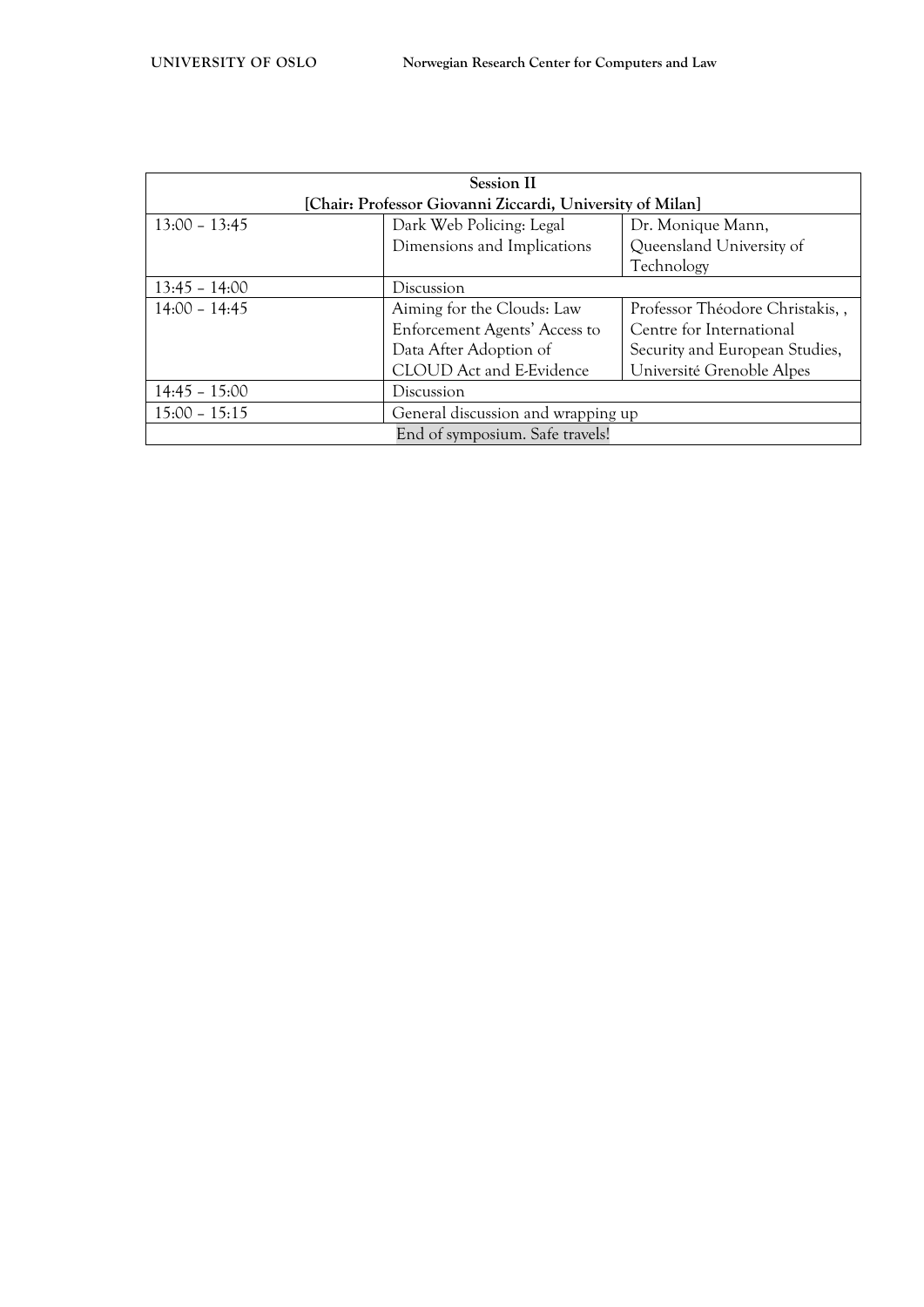| | | |
|---|---|---|
| **Session II** | | |
| **[Chair: Professor Giovanni Ziccardi, University of Milan]** | | |
| 13:00 – 13:45 | Dark Web Policing: Legal Dimensions and Implications | Dr. Monique Mann, Queensland University of Technology |
| 13:45 – 14:00 | Discussion | |
| 14:00 – 14:45 | Aiming for the Clouds: Law Enforcement Agents' Access to Data After Adoption of CLOUD Act and E-Evidence | Professor Théodore Christakis, , Centre for International Security and European Studies, Université Grenoble Alpes |
| 14:45 – 15:00 | Discussion | |
| 15:00 – 15:15 | General discussion and wrapping up | |
| End of symposium. Safe travels! | | |